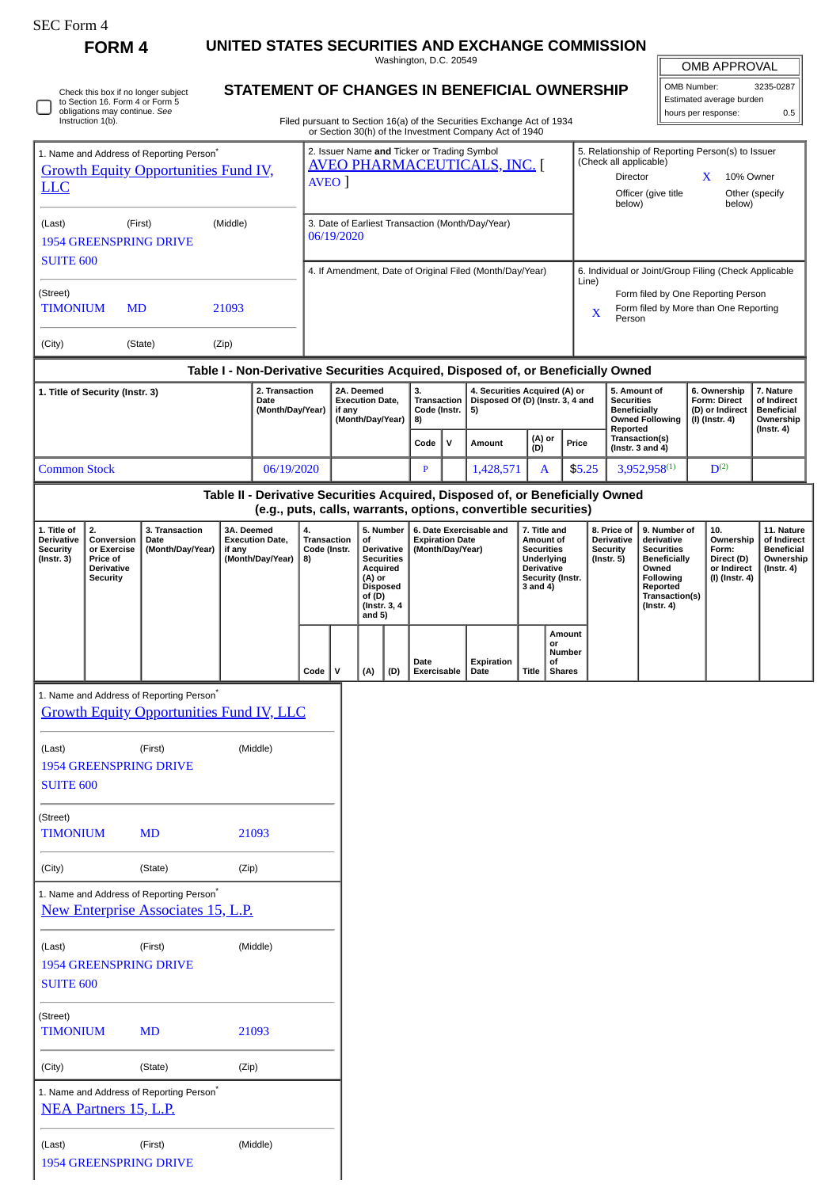SEC Form 4

# FORM 4

## UNITED STATES SECURITIES AND EXCHANGE COMMISSION

Washington, D.C. 20549

## STATEMENT OF CHANGES IN BENEFICIAL OWNERSHIP

Filed pursuant to Section 16(a) of the Securities Exchange Act of 1934 or Section 30(h) of the Investment Company Act of 1940

| OMB APPROVAL | |
|---|---|
| OMB Number: | 3235-0287 |
| Estimated average burden | |
| hours per response: | 0.5 |

☐ Check this box if no longer subject to Section 16. Form 4 or Form 5 obligations may continue. *See* Instruction 1(b).

1. Name and Address of Reporting Person*
Growth Equity Opportunities Fund IV, LLC

(Last) (First) (Middle)
1954 GREENSPRING DRIVE
SUITE 600

(Street)
TIMONIUM MD 21093

(City) (State) (Zip)

2. Issuer Name **and** Ticker or Trading Symbol
AVEO PHARMACEUTICALS, INC. [ AVEO ]

3. Date of Earliest Transaction (Month/Day/Year)
06/19/2020

4. If Amendment, Date of Original Filed (Month/Day/Year)

5. Relationship of Reporting Person(s) to Issuer (Check all applicable)
Director
X 10% Owner
Officer (give title below)
Other (specify below)

6. Individual or Joint/Group Filing (Check Applicable Line)
Form filed by One Reporting Person
X Form filed by More than One Reporting Person

### Table I - Non-Derivative Securities Acquired, Disposed of, or Beneficially Owned

| 1. Title of Security (Instr. 3) | 2. Transaction Date (Month/Day/Year) | 2A. Deemed Execution Date, if any (Month/Day/Year) | 3. Transaction Code (Instr. 8) | | 4. Securities Acquired (A) or Disposed Of (D) (Instr. 3, 4 and 5) | | | 5. Amount of Securities Beneficially Owned Following Reported Transaction(s) (Instr. 3 and 4) | 6. Ownership Form: Direct (D) or Indirect (I) (Instr. 4) | 7. Nature of Indirect Beneficial Ownership (Instr. 4) |
|---|---|---|---|---|---|---|---|---|---|---|
| | | | Code | V | Amount | (A) or (D) | Price | | | |
| Common Stock | 06/19/2020 | | P | | 1,428,571 | A | $5.25 | 3,952,958[(1)] | D[(2)] | |

### Table II - Derivative Securities Acquired, Disposed of, or Beneficially Owned (e.g., puts, calls, warrants, options, convertible securities)

| 1. Title of Derivative Security (Instr. 3) | 2. Conversion or Exercise Price of Derivative Security | 3. Transaction Date (Month/Day/Year) | 3A. Deemed Execution Date, if any (Month/Day/Year) | 4. Transaction Code (Instr. 8) | | 5. Number of Derivative Securities Acquired (A) or Disposed of (D) (Instr. 3, 4 and 5) | | 6. Date Exercisable and Expiration Date (Month/Day/Year) | | 7. Title and Amount of Securities Underlying Derivative Security (Instr. 3 and 4) | | 8. Price of Derivative Security (Instr. 5) | 9. Number of derivative Securities Beneficially Owned Following Reported Transaction(s) (Instr. 4) | 10. Ownership Form: Direct (D) or Indirect (I) (Instr. 4) | 11. Nature of Indirect Beneficial Ownership (Instr. 4) |
|---|---|---|---|---|---|---|---|---|---|---|---|---|---|---|---|
| | | | | Code | V | (A) | (D) | Date Exercisable | Expiration Date | Title | Amount or Number of Shares | | | | |

1. Name and Address of Reporting Person*
Growth Equity Opportunities Fund IV, LLC

(Last) (First) (Middle)
1954 GREENSPRING DRIVE
SUITE 600

(Street)
TIMONIUM MD 21093

(City) (State) (Zip)

1. Name and Address of Reporting Person*
New Enterprise Associates 15, L.P.

(Last) (First) (Middle)
1954 GREENSPRING DRIVE
SUITE 600

(Street)
TIMONIUM MD 21093

(City) (State) (Zip)

1. Name and Address of Reporting Person*
NEA Partners 15, L.P.

(Last) (First) (Middle)
1954 GREENSPRING DRIVE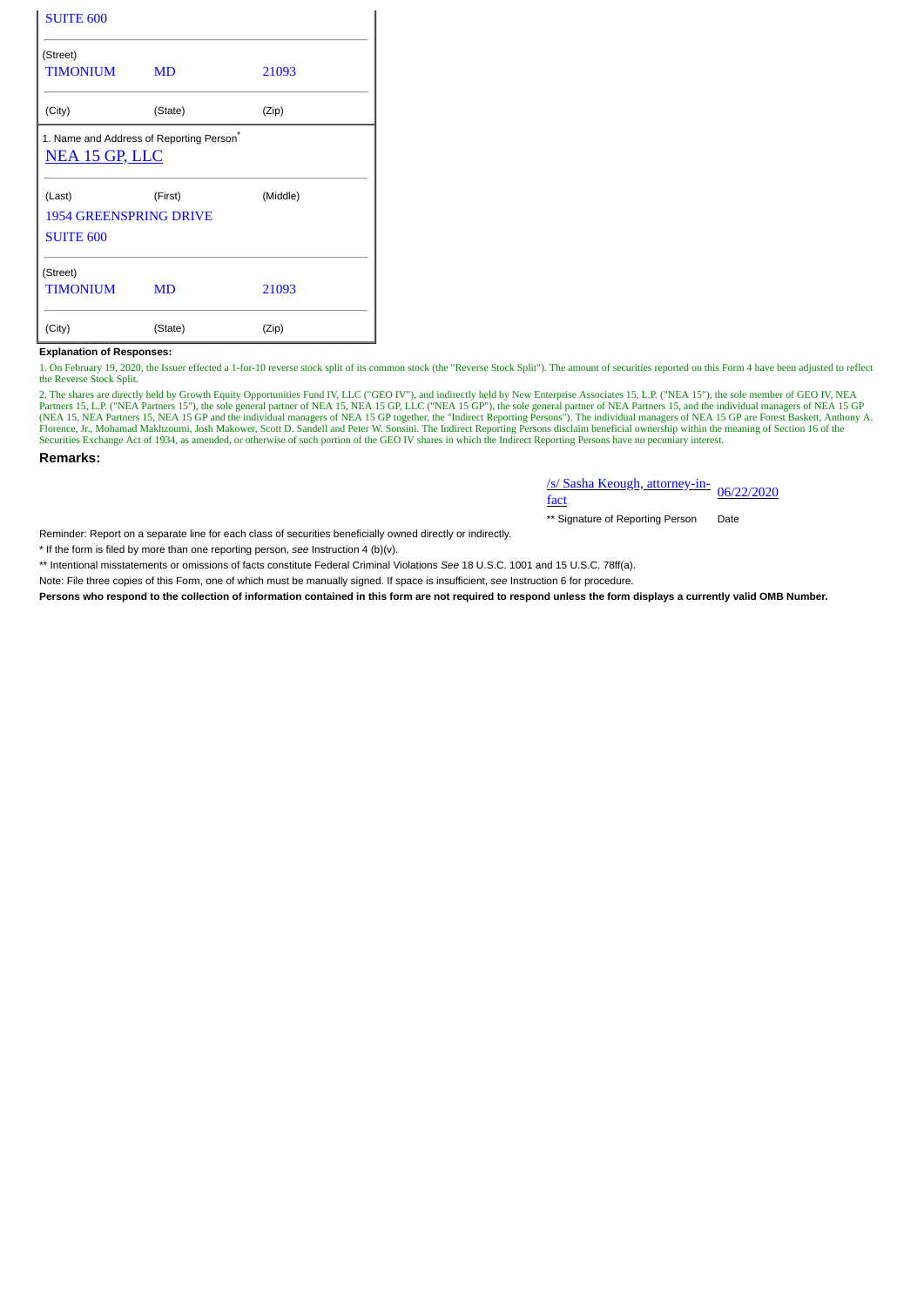| | | |
|---|---|---|
| SUITE 600 | | |
| (Street) | | |
| TIMONIUM | MD | 21093 |
| (City) | (State) | (Zip) |

| | | |
|---|---|---|
| 1. Name and Address of Reporting Person* | | |
| NEA 15 GP, LLC | | |
| (Last) | (First) | (Middle) |
| 1954 GREENSPRING DRIVE | | |
| SUITE 600 | | |
| (Street) | | |
| TIMONIUM | MD | 21093 |
| (City) | (State) | (Zip) |

**Explanation of Responses:**

1. On February 19, 2020, the Issuer effected a 1-for-10 reverse stock split of its common stock (the "Reverse Stock Split"). The amount of securities reported on this Form 4 have been adjusted to reflect the Reverse Stock Split.

2. The shares are directly held by Growth Equity Opportunities Fund IV, LLC ("GEO IV"), and indirectly held by New Enterprise Associates 15, L.P. ("NEA 15"), the sole member of GEO IV, NEA Partners 15, L.P. ("NEA Partners 15"), the sole general partner of NEA 15, NEA 15 GP, LLC ("NEA 15 GP"), the sole general partner of NEA Partners 15, and the individual managers of NEA 15 GP (NEA 15, NEA Partners 15, NEA 15 GP and the individual managers of NEA 15 GP together, the "Indirect Reporting Persons"). The individual managers of NEA 15 GP are Forest Baskett, Anthony A. Florence, Jr., Mohamad Makhzoumi, Josh Makower, Scott D. Sandell and Peter W. Sonsini. The Indirect Reporting Persons disclaim beneficial ownership within the meaning of Section 16 of the Securities Exchange Act of 1934, as amended, or otherwise of such portion of the GEO IV shares in which the Indirect Reporting Persons have no pecuniary interest.

## Remarks:

| | |
|---|---|
| /s/ Sasha Keough, attorney-in-fact | 06/22/2020 |
| ** Signature of Reporting Person | Date |

Reminder: Report on a separate line for each class of securities beneficially owned directly or indirectly.

* If the form is filed by more than one reporting person, *see* Instruction 4 (b)(v).

** Intentional misstatements or omissions of facts constitute Federal Criminal Violations *See* 18 U.S.C. 1001 and 15 U.S.C. 78ff(a).

Note: File three copies of this Form, one of which must be manually signed. If space is insufficient, *see* Instruction 6 for procedure.

**Persons who respond to the collection of information contained in this form are not required to respond unless the form displays a currently valid OMB Number.**